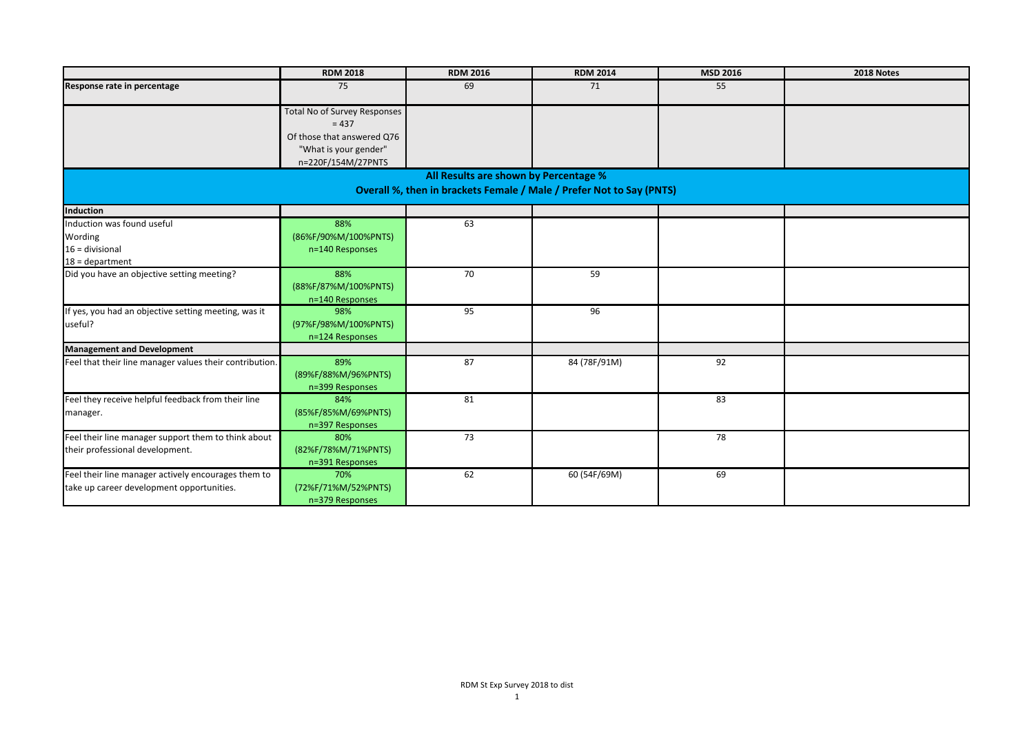| | RDM 2018 | RDM 2016 | RDM 2014 | MSD 2016 | 2018 Notes |
|---|---|---|---|---|---|
| **Response rate in percentage** | 75 | 69 | 71 | 55 | |
| | Total No of Survey Responses = 437<br>Of those that answered Q76 "What is your gender" n=220F/154M/27PNTS | | | | |
| **All Results are shown by Percentage %**<br>**Overall %, then in brackets Female / Male / Prefer Not to Say (PNTS)** | | | | | |
| **Induction** | | | | | |
| Induction was found useful<br>Wording<br>16 = divisional<br>18 = department | 88%<br>(86%F/90%M/100%PNTS)<br>n=140 Responses | 63 | | | |
| Did you have an objective setting meeting? | 88%<br>(88%F/87%M/100%PNTS)<br>n=140 Responses | 70 | 59 | | |
| If yes, you had an objective setting meeting, was it useful? | 98%<br>(97%F/98%M/100%PNTS)<br>n=124 Responses | 95 | 96 | | |
| **Management and Development** | | | | | |
| Feel that their line manager values their contribution. | 89%<br>(89%F/88%M/96%PNTS)<br>n=399 Responses | 87 | 84 (78F/91M) | 92 | |
| Feel they receive helpful feedback from their line manager. | 84%<br>(85%F/85%M/69%PNTS)<br>n=397 Responses | 81 | | 83 | |
| Feel their line manager support them to think about their professional development. | 80%<br>(82%F/78%M/71%PNTS)<br>n=391 Responses | 73 | | 78 | |
| Feel their line manager actively encourages them to take up career development opportunities. | 70%<br>(72%F/71%M/52%PNTS)<br>n=379 Responses | 62 | 60 (54F/69M) | 69 | |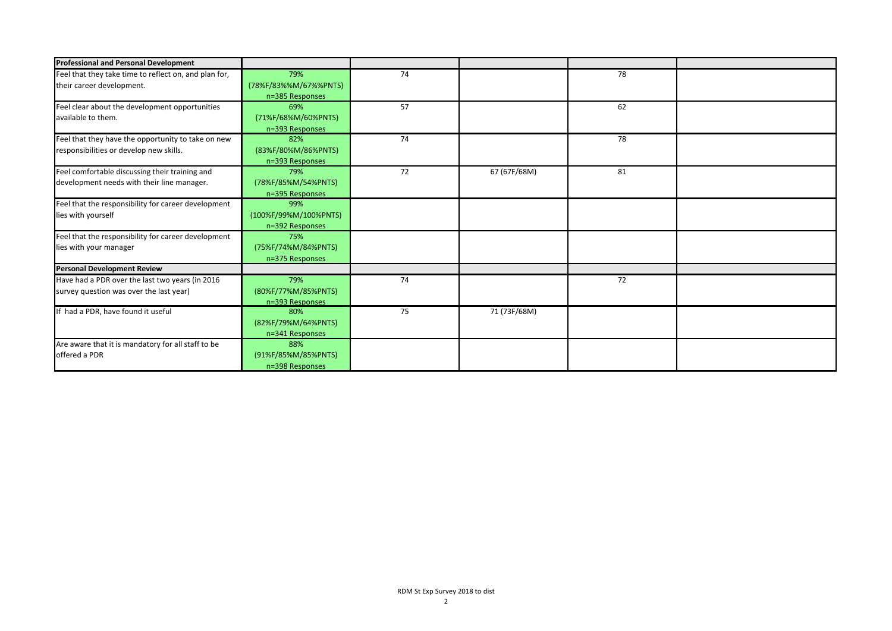| Professional and Personal Development | | | | | |
|---|---|---|---|---|---|
| Feel that they take time to reflect on, and plan for, their career development. | 79% (78%F/83%%M/67%%PNTS) n=385 Responses | 74 | | 78 | |
| Feel clear about the development opportunities available to them. | 69% (71%F/68%M/60%PNTS) n=393 Responses | 57 | | 62 | |
| Feel that they have the opportunity to take on new responsibilities or develop new skills. | 82% (83%F/80%M/86%PNTS) n=393 Responses | 74 | | 78 | |
| Feel comfortable discussing their training and development needs with their line manager. | 79% (78%F/85%M/54%PNTS) n=395 Responses | 72 | 67 (67F/68M) | 81 | |
| Feel that the responsibility for career development lies with yourself | 99% (100%F/99%M/100%PNTS) n=392 Responses | | | | |
| Feel that the responsibility for career development lies with your manager | 75% (75%F/74%M/84%PNTS) n=375 Responses | | | | |
| **Personal Development Review** | | | | | |
| Have had a PDR over the last two years (in 2016 survey question was over the last year) | 79% (80%F/77%M/85%PNTS) n=393 Responses | 74 | | 72 | |
| If had a PDR, have found it useful | 80% (82%F/79%M/64%PNTS) n=341 Responses | 75 | 71 (73F/68M) | | |
| Are aware that it is mandatory for all staff to be offered a PDR | 88% (91%F/85%M/85%PNTS) n=398 Responses | | | | |

RDM St Exp Survey 2018 to dist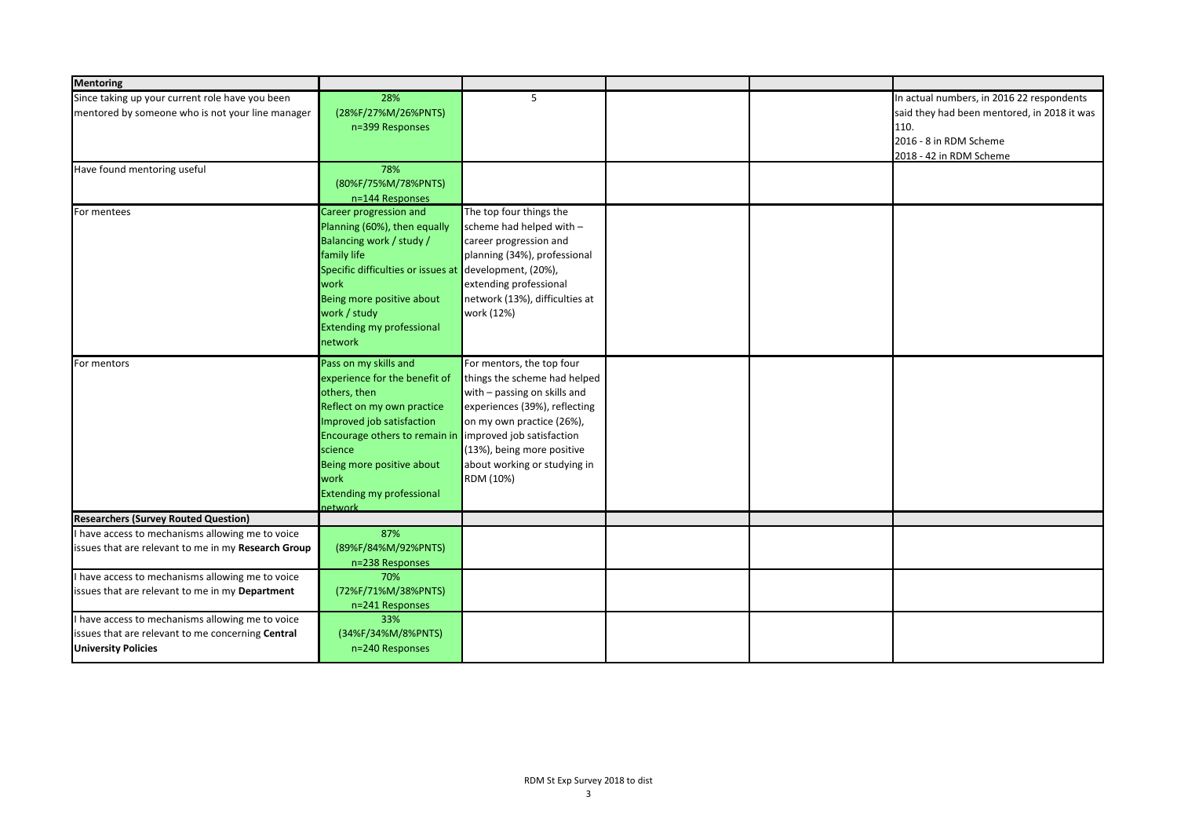| Mentoring | | | | | |
|---|---|---|---|---|---|
| Since taking up your current role have you been mentored by someone who is not your line manager | 28% (28%F/27%M/26%PNTS) n=399 Responses | 5 | | | In actual numbers, in 2016 22 respondents said they had been mentored, in 2018 it was 110. 2016 - 8 in RDM Scheme 2018 - 42 in RDM Scheme |
| Have found mentoring useful | 78% (80%F/75%M/78%PNTS) n=144 Responses | | | | |
| For mentees | Career progression and Planning (60%), then equally Balancing work / study / family life Specific difficulties or issues at work Being more positive about work / study Extending my professional network | The top four things the scheme had helped with – career progression and planning (34%), professional development, (20%), extending professional network (13%), difficulties at work (12%) | | | |
| For mentors | Pass on my skills and experience for the benefit of others, then Reflect on my own practice Improved job satisfaction Encourage others to remain in science Being more positive about work Extending my professional network | For mentors, the top four things the scheme had helped with – passing on skills and experiences (39%), reflecting on my own practice (26%), improved job satisfaction (13%), being more positive about working or studying in RDM (10%) | | | |
| **Researchers (Survey Routed Question)** | | | | | |
| I have access to mechanisms allowing me to voice issues that are relevant to me in my **Research Group** | 87% (89%F/84%M/92%PNTS) n=238 Responses | | | | |
| I have access to mechanisms allowing me to voice issues that are relevant to me in my **Department** | 70% (72%F/71%M/38%PNTS) n=241 Responses | | | | |
| I have access to mechanisms allowing me to voice issues that are relevant to me concerning **Central University Policies** | 33% (34%F/34%M/8%PNTS) n=240 Responses | | | | |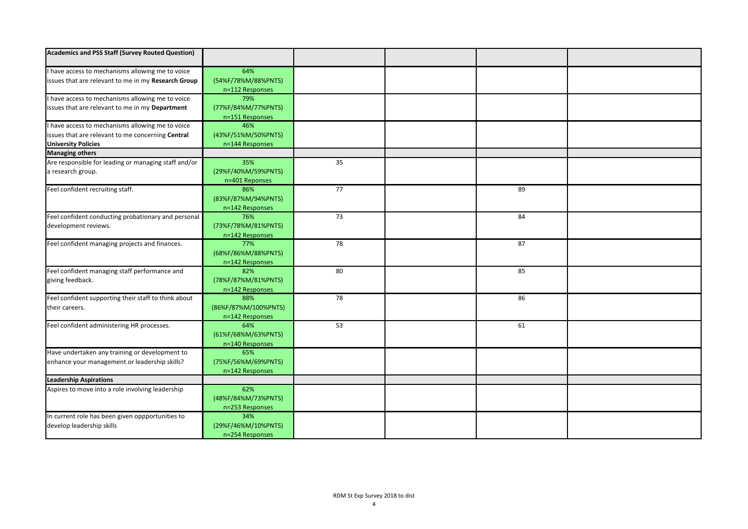| Academics and PSS Staff (Survey Routed Question) | | | | | |
|---|---|---|---|---|---|
| I have access to mechanisms allowing me to voice issues that are relevant to me in my **Research Group** | 64% (54%F/78%M/88%PNTS) n=112 Responses | | | | |
| I have access to mechanisms allowing me to voice issues that are relevant to me in my **Department** | 79% (77%F/84%M/77%PNTS) n=151 Responses | | | | |
| I have access to mechanisms allowing me to voice issues that are relevant to me concerning **Central University Policies** | 46% (43%F/51%M/50%PNTS) n=144 Responses | | | | |
| **Managing others** | | | | | |
| Are responsible for leading or managing staff and/or a research group. | 35% (29%F/40%M/59%PNTS) n=401 Reponses | 35 | | | |
| Feel confident recruiting staff. | 86% (83%F/87%M/94%PNTS) n=142 Responses | 77 | | 89 | |
| Feel confident conducting probationary and personal development reviews. | 76% (73%F/78%M/81%PNTS) n=142 Responses | 73 | | 84 | |
| Feel confident managing projects and finances. | 77% (68%F/86%M/88%PNTS) n=142 Responses | 78 | | 87 | |
| Feel confident managing staff performance and giving feedback. | 82% (78%F/87%M/81%PNTS) n=142 Responses | 80 | | 85 | |
| Feel confident supporting their staff to think about their careers. | 88% (86%F/87%M/100%PNTS) n=142 Responses | 78 | | 86 | |
| Feel confident administering HR processes. | 64% (61%F/68%M/63%PNTS) n=140 Responses | 53 | | 61 | |
| Have undertaken any training or development to enhance your management or leadership skills? | 65% (75%F/56%M/69%PNTS) n=142 Responses | | | | |
| **Leadership Aspirations** | | | | | |
| Aspires to move into a role involving leadership | 62% (48%F/84%M/73%PNTS) n=253 Responses | | | | |
| In current role has been given oppportunities to develop leadership skills | 34% (29%F/46%M/10%PNTS) n=254 Responses | | | | |

RDM St Exp Survey 2018 to dist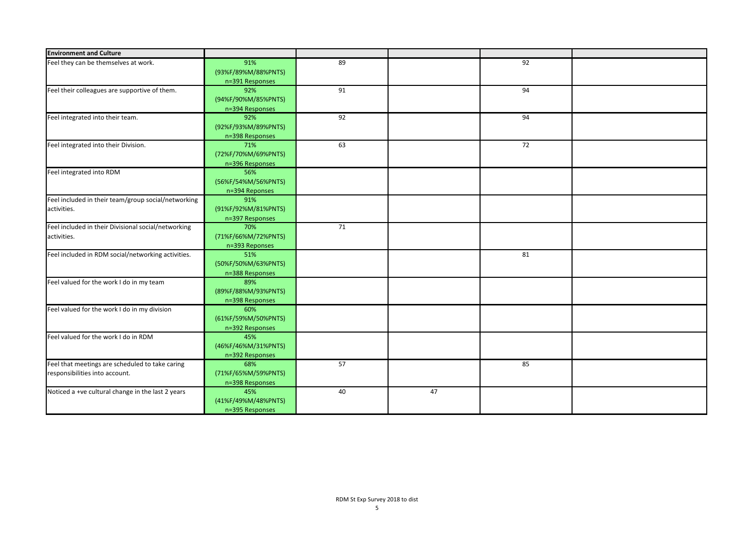| Environment and Culture | | | | | |
| --- | --- | --- | --- | --- | --- |
| Feel they can be themselves at work. | 91% (93%F/89%M/88%PNTS) n=391 Responses | 89 | | 92 | |
| Feel their colleagues are supportive of them. | 92% (94%F/90%M/85%PNTS) n=394 Responses | 91 | | 94 | |
| Feel integrated into their team. | 92% (92%F/93%M/89%PNTS) n=398 Responses | 92 | | 94 | |
| Feel integrated into their Division. | 71% (72%F/70%M/69%PNTS) n=396 Responses | 63 | | 72 | |
| Feel integrated into RDM | 56% (56%F/54%M/56%PNTS) n=394 Reponses | | | | |
| Feel included in their team/group social/networking activities. | 91% (91%F/92%M/81%PNTS) n=397 Responses | | | | |
| Feel included in their Divisional social/networking activities. | 70% (71%F/66%M/72%PNTS) n=393 Reponses | 71 | | | |
| Feel included in RDM social/networking activities. | 51% (50%F/50%M/63%PNTS) n=388 Responses | | | 81 | |
| Feel valued for the work I do in my team | 89% (89%F/88%M/93%PNTS) n=398 Responses | | | | |
| Feel valued for the work I do in my division | 60% (61%F/59%M/50%PNTS) n=392 Responses | | | | |
| Feel valued for the work I do in RDM | 45% (46%F/46%M/31%PNTS) n=392 Responses | | | | |
| Feel that meetings are scheduled to take caring responsibilities into account. | 68% (71%F/65%M/59%PNTS) n=398 Responses | 57 | | 85 | |
| Noticed a +ve cultural change in the last 2 years | 45% (41%F/49%M/48%PNTS) n=395 Responses | 40 | 47 | | |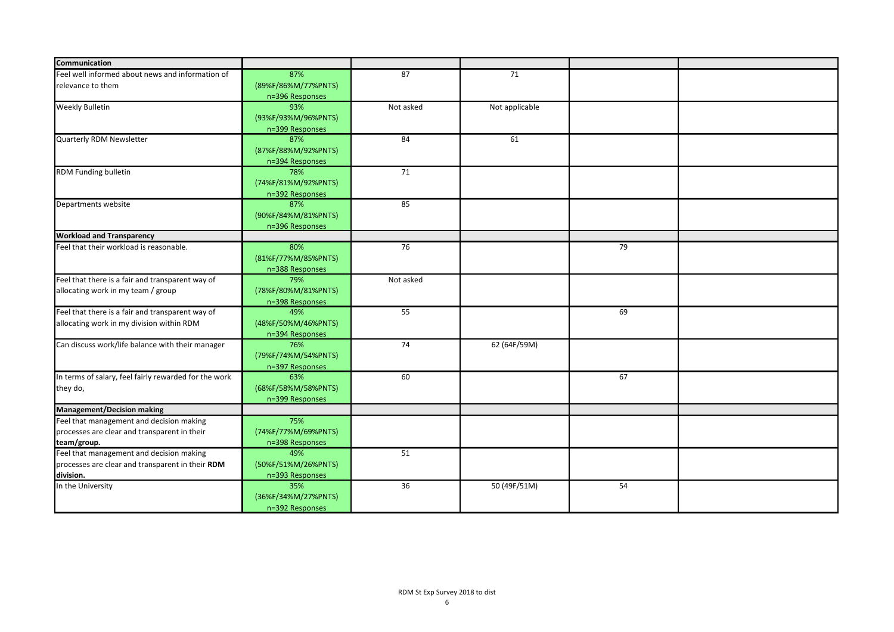| Communication | | | | | |
|---|---|---|---|---|---|
| Feel well informed about news and information of relevance to them | 87% (89%F/86%M/77%PNTS) n=396 Responses | 87 | 71 | | |
| Weekly Bulletin | 93% (93%F/93%M/96%PNTS) n=399 Responses | Not asked | Not applicable | | |
| Quarterly RDM Newsletter | 87% (87%F/88%M/92%PNTS) n=394 Responses | 84 | 61 | | |
| RDM Funding bulletin | 78% (74%F/81%M/92%PNTS) n=392 Responses | 71 | | | |
| Departments website | 87% (90%F/84%M/81%PNTS) n=396 Responses | 85 | | | |
| **Workload and Transparency** | | | | | |
| Feel that their workload is reasonable. | 80% (81%F/77%M/85%PNTS) n=388 Responses | 76 | | 79 | |
| Feel that there is a fair and transparent way of allocating work in my team / group | 79% (78%F/80%M/81%PNTS) n=398 Responses | Not asked | | | |
| Feel that there is a fair and transparent way of allocating work in my division within RDM | 49% (48%F/50%M/46%PNTS) n=394 Responses | 55 | | 69 | |
| Can discuss work/life balance with their manager | 76% (79%F/74%M/54%PNTS) n=397 Responses | 74 | 62 (64F/59M) | | |
| In terms of salary, feel fairly rewarded for the work they do, | 63% (68%F/58%M/58%PNTS) n=399 Responses | 60 | | 67 | |
| **Management/Decision making** | | | | | |
| Feel that management and decision making processes are clear and transparent in their team/group. | 75% (74%F/77%M/69%PNTS) n=398 Responses | | | | |
| Feel that management and decision making processes are clear and transparent in their **RDM division.** | 49% (50%F/51%M/26%PNTS) n=393 Responses | 51 | | | |
| In the University | 35% (36%F/34%M/27%PNTS) n=392 Responses | 36 | 50 (49F/51M) | 54 | |

RDM St Exp Survey 2018 to dist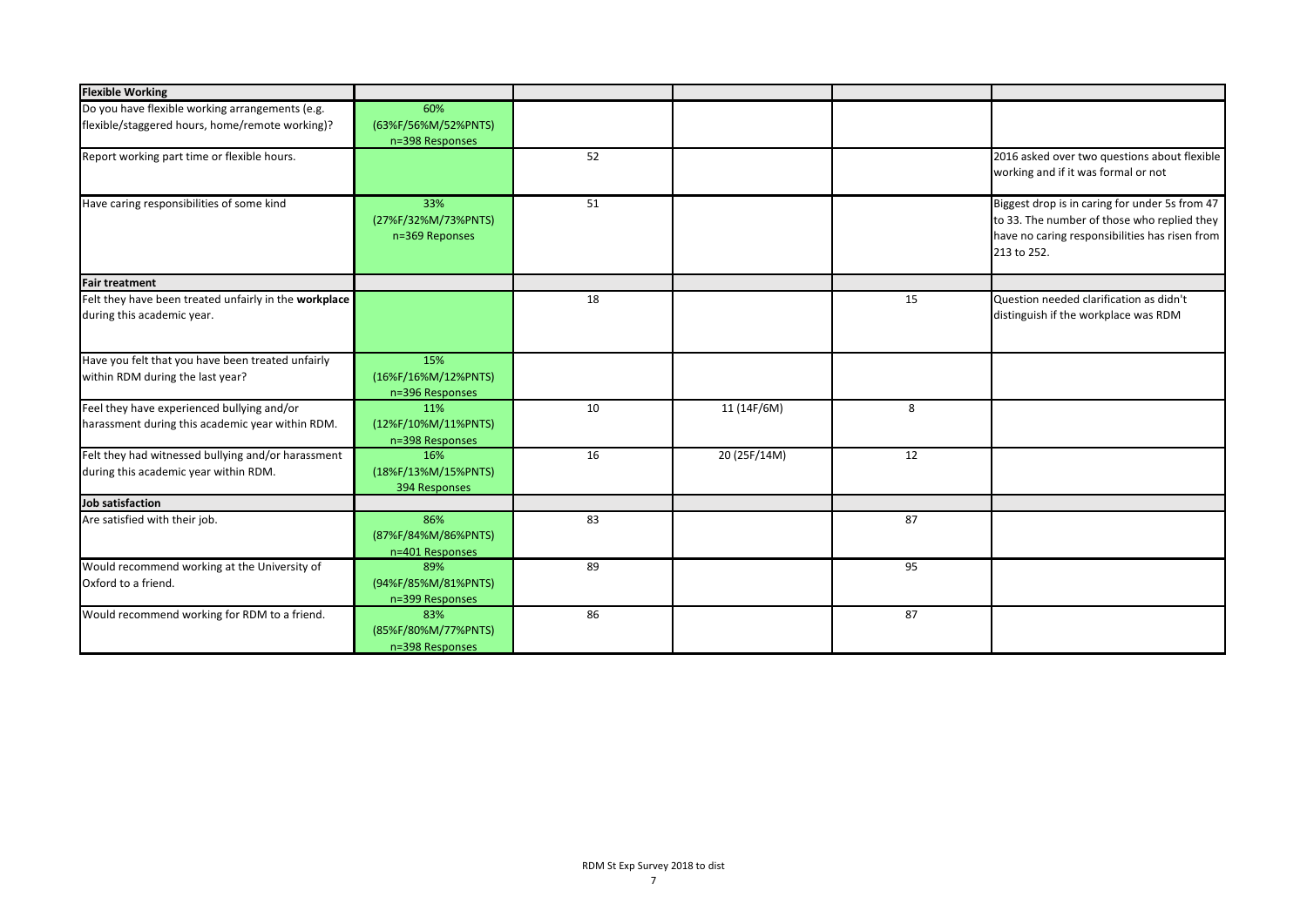| | | | | | |
|---|---|---|---|---|---|
| **Flexible Working** | | | | | |
| Do you have flexible working arrangements (e.g. flexible/staggered hours, home/remote working)? | 60% (63%F/56%M/52%PNTS) n=398 Responses | | | | |
| Report working part time or flexible hours. | | 52 | | | 2016 asked over two questions about flexible working and if it was formal or not |
| Have caring responsibilities of some kind | 33% (27%F/32%M/73%PNTS) n=369 Reponses | 51 | | | Biggest drop is in caring for under 5s from 47 to 33. The number of those who replied they have no caring responsibilities has risen from 213 to 252. |
| **Fair treatment** | | | | | |
| Felt they have been treated unfairly in the **workplace** during this academic year. | | 18 | | 15 | Question needed clarification as didn't distinguish if the workplace was RDM |
| Have you felt that you have been treated unfairly within RDM during the last year? | 15% (16%F/16%M/12%PNTS) n=396 Responses | | | | |
| Feel they have experienced bullying and/or harassment during this academic year within RDM. | 11% (12%F/10%M/11%PNTS) n=398 Responses | 10 | 11 (14F/6M) | 8 | |
| Felt they had witnessed bullying and/or harassment during this academic year within RDM. | 16% (18%F/13%M/15%PNTS) 394 Responses | 16 | 20 (25F/14M) | 12 | |
| **Job satisfaction** | | | | | |
| Are satisfied with their job. | 86% (87%F/84%M/86%PNTS) n=401 Responses | 83 | | 87 | |
| Would recommend working at the University of Oxford to a friend. | 89% (94%F/85%M/81%PNTS) n=399 Responses | 89 | | 95 | |
| Would recommend working for RDM to a friend. | 83% (85%F/80%M/77%PNTS) n=398 Responses | 86 | | 87 | |

RDM St Exp Survey 2018 to dist